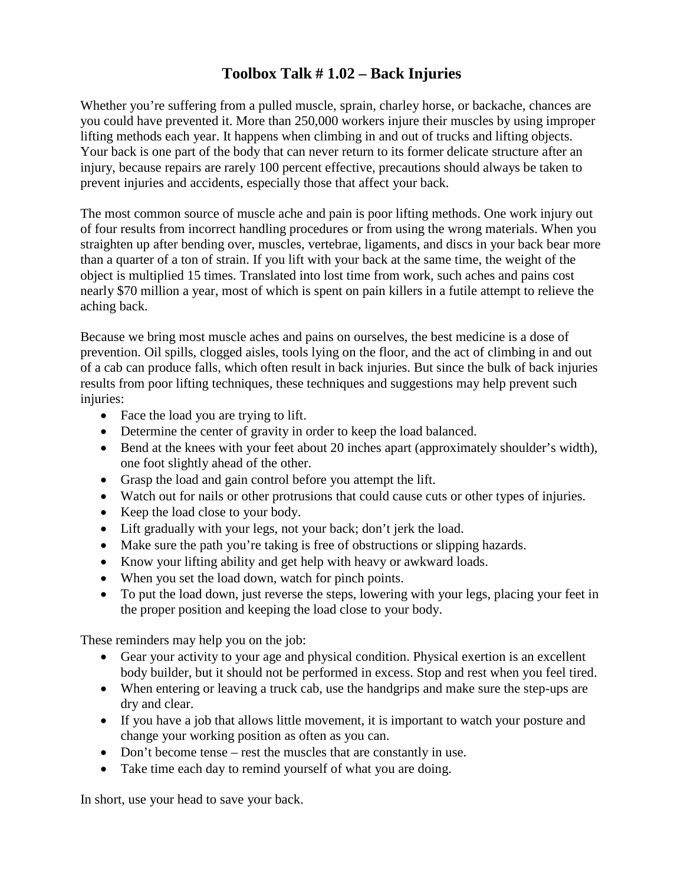# Toolbox Talk # 1.02 – Back Injuries

Whether you're suffering from a pulled muscle, sprain, charley horse, or backache, chances are you could have prevented it. More than 250,000 workers injure their muscles by using improper lifting methods each year. It happens when climbing in and out of trucks and lifting objects. Your back is one part of the body that can never return to its former delicate structure after an injury, because repairs are rarely 100 percent effective, precautions should always be taken to prevent injuries and accidents, especially those that affect your back.

The most common source of muscle ache and pain is poor lifting methods. One work injury out of four results from incorrect handling procedures or from using the wrong materials. When you straighten up after bending over, muscles, vertebrae, ligaments, and discs in your back bear more than a quarter of a ton of strain. If you lift with your back at the same time, the weight of the object is multiplied 15 times. Translated into lost time from work, such aches and pains cost nearly $70 million a year, most of which is spent on pain killers in a futile attempt to relieve the aching back.

Because we bring most muscle aches and pains on ourselves, the best medicine is a dose of prevention. Oil spills, clogged aisles, tools lying on the floor, and the act of climbing in and out of a cab can produce falls, which often result in back injuries. But since the bulk of back injuries results from poor lifting techniques, these techniques and suggestions may help prevent such injuries:

- Face the load you are trying to lift.
- Determine the center of gravity in order to keep the load balanced.
- Bend at the knees with your feet about 20 inches apart (approximately shoulder's width), one foot slightly ahead of the other.
- Grasp the load and gain control before you attempt the lift.
- Watch out for nails or other protrusions that could cause cuts or other types of injuries.
- Keep the load close to your body.
- Lift gradually with your legs, not your back; don't jerk the load.
- Make sure the path you're taking is free of obstructions or slipping hazards.
- Know your lifting ability and get help with heavy or awkward loads.
- When you set the load down, watch for pinch points.
- To put the load down, just reverse the steps, lowering with your legs, placing your feet in the proper position and keeping the load close to your body.

These reminders may help you on the job:

- Gear your activity to your age and physical condition. Physical exertion is an excellent body builder, but it should not be performed in excess. Stop and rest when you feel tired.
- When entering or leaving a truck cab, use the handgrips and make sure the step-ups are dry and clear.
- If you have a job that allows little movement, it is important to watch your posture and change your working position as often as you can.
- Don't become tense – rest the muscles that are constantly in use.
- Take time each day to remind yourself of what you are doing.

In short, use your head to save your back.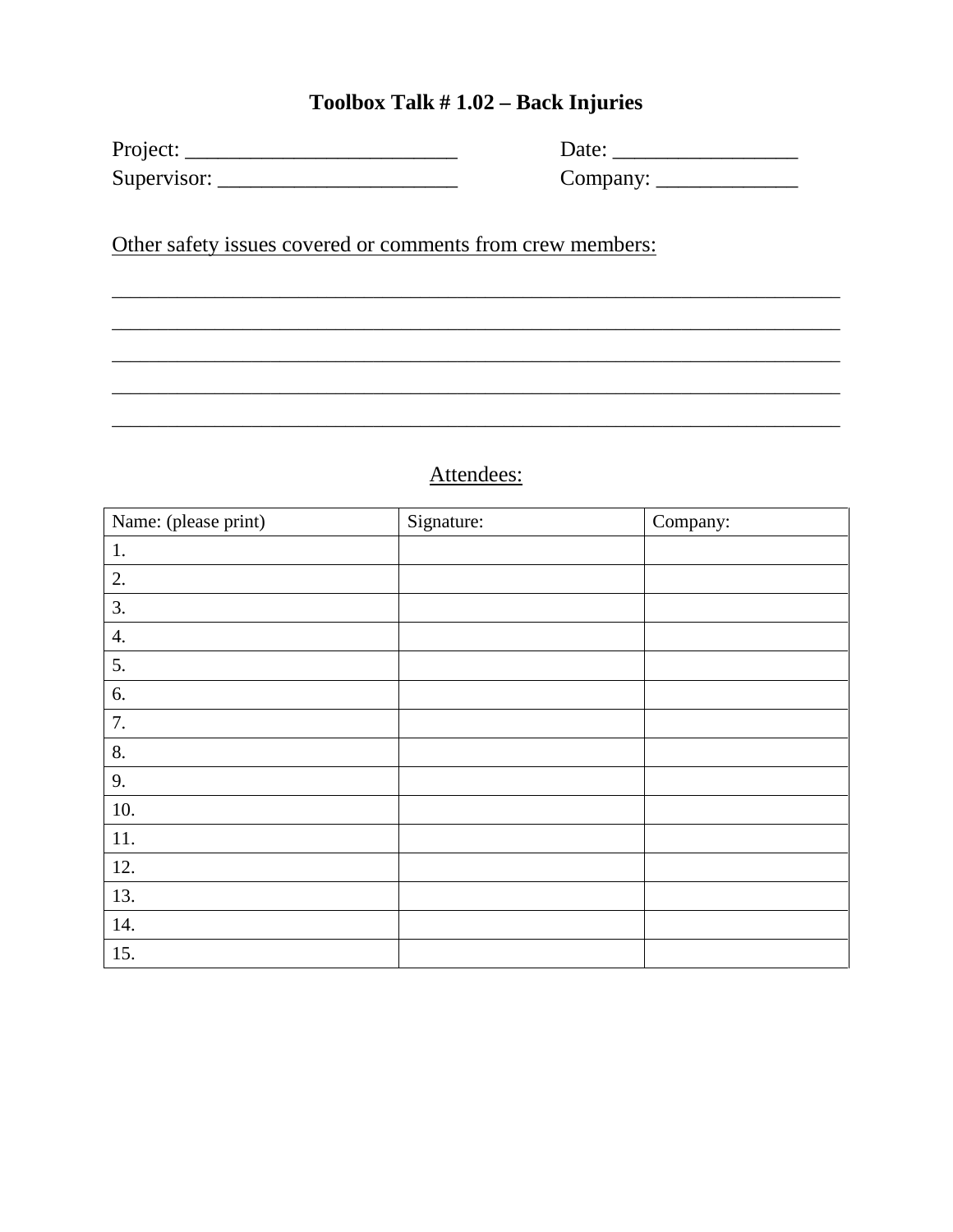**Toolbox Talk # 1.02 – Back Injuries**

Project: _________________________ Date: _________________

Supervisor: ______________________ Company: _____________

Other safety issues covered or comments from crew members:

_____________________________________________________________________

_____________________________________________________________________

_____________________________________________________________________

_____________________________________________________________________

_____________________________________________________________________

Attendees:

| Name: (please print) | Signature: | Company: |
|---|---|---|
| 1. | | |
| 2. | | |
| 3. | | |
| 4. | | |
| 5. | | |
| 6. | | |
| 7. | | |
| 8. | | |
| 9. | | |
| 10. | | |
| 11. | | |
| 12. | | |
| 13. | | |
| 14. | | |
| 15. | | |